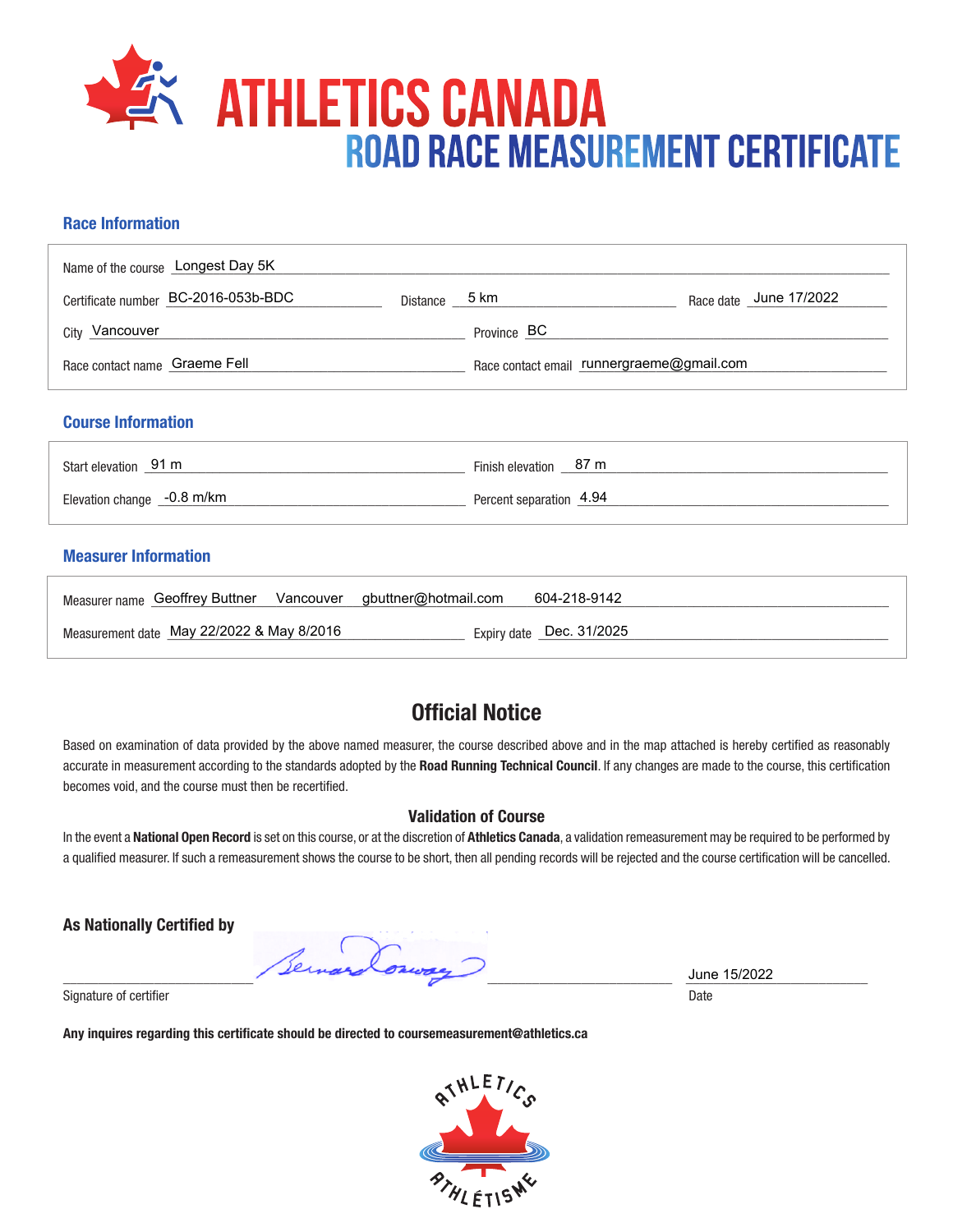# ATHLETICS CANADA

## ROAD RACE MEASUREMENT CERTIFICATE

### Race Information

Name of the course: Longest Day 5K

Certificate number: BC-2016-053b-BDC    Distance: 5 km    Race date: June 17/2022

City: Vancouver    Province: BC

Race contact name: Graeme Fell    Race contact email: runnergraeme@gmail.com

### Course Information

Start elevation: 91 m    Finish elevation: 87 m

Elevation change: -0.8 m/km    Percent separation: 4.94

### Measurer Information

Measurer name: Geoffrey Buttner    Vancouver    gbuttner@hotmail.com    604-218-9142

Measurement date: May 22/2022 & May 8/2016    Expiry date: Dec. 31/2025

## Official Notice

Based on examination of data provided by the above named measurer, the course described above and in the map attached is hereby certified as reasonably accurate in measurement according to the standards adopted by the **Road Running Technical Council**. If any changes are made to the course, this certification becomes void, and the course must then be recertified.

### Validation of Course

In the event a **National Open Record** is set on this course, or at the discretion of **Athletics Canada**, a validation remeasurement may be required to be performed by a qualified measurer. If such a remeasurement shows the course to be short, then all pending records will be rejected and the course certification will be cancelled.

**As Nationally Certified by**

Bernard Conway

Signature of certifier

June 15/2022

Date

**Any inquires regarding this certificate should be directed to coursemeasurement@athletics.ca**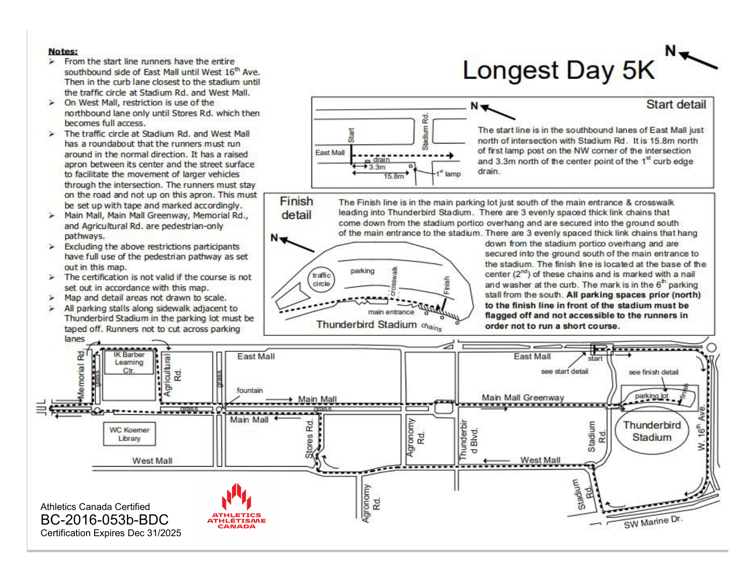**Notes:**

- From the start line runners have the entire southbound side of East Mall until West 16th Ave. Then in the curb lane closest to the stadium until the traffic circle at Stadium Rd. and West Mall.
- On West Mall, restriction is use of the northbound lane only until Stores Rd. which then becomes full access.
- The traffic circle at Stadium Rd. and West Mall has a roundabout that the runners must run around in the normal direction. It has a raised apron between its center and the street surface to facilitate the movement of larger vehicles through the intersection. The runners must stay on the road and not up on this apron. This must be set up with tape and marked accordingly.
- Main Mall, Main Mall Greenway, Memorial Rd., and Agricultural Rd. are pedestrian-only pathways.
- Excluding the above restrictions participants have full use of the pedestrian pathway as set out in this map.
- The certification is not valid if the course is not set out in accordance with this map.
- Map and detail areas not drawn to scale.
- All parking stalls along sidewalk adjacent to Thunderbird Stadium in the parking lot must be taped off. Runners not to cut across parking lanes

# Longest Day 5K

## Start detail

The start line is in the southbound lanes of East Mall just north of intersection with Stadium Rd. It is 15.8m north of first lamp post on the NW corner of the intersection and 3.3m north of the center point of the 1st curb edge drain.

## Finish detail

The Finish line is in the main parking lot just south of the main entrance & crosswalk leading into Thunderbird Stadium. There are 3 evenly spaced thick link chains that come down from the stadium portico overhang and are secured into the ground south of the main entrance to the stadium. There are 3 evenly spaced thick link chains that hang down from the stadium portico overhang and are secured into the ground south of the main entrance to the stadium. The finish line is located at the base of the center (2nd) of these chains and is marked with a nail and washer at the curb. The mark is in the 6th parking stall from the south. **All parking spaces prior (north) to the finish line in front of the stadium must be flagged off and not accessible to the runners in order not to run a short course.**

Athletics Canada Certified
BC-2016-053b-BDC
Certification Expires Dec 31/2025

ATHLETICS ATHLÉTISME CANADA